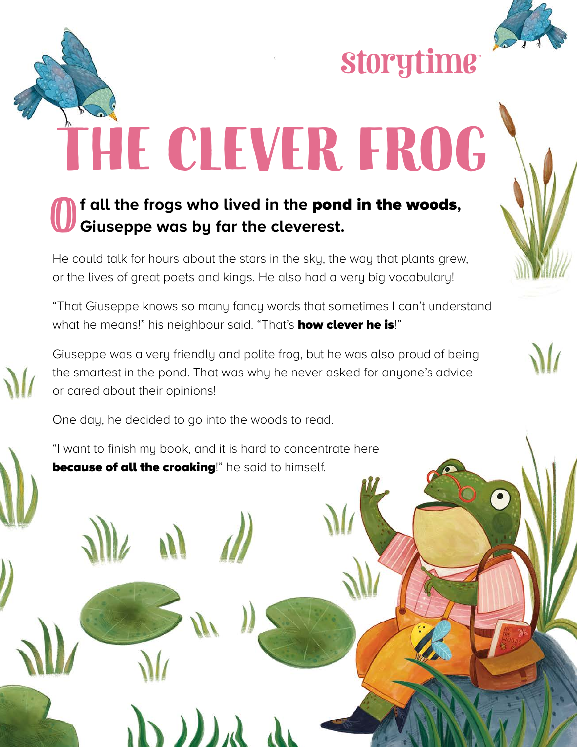storytime

# THE CLEVER FROG

**Of all the frogs who lived in the pond in the woods, Giuseppe was by far the cleverest.**

He could talk for hours about the stars in the sky, the way that plants grew, or the lives of great poets and kings. He also had a very big vocabulary!

"That Giuseppe knows so many fancy words that sometimes I can't understand what he means!" his neighbour said. "That's **how clever he is**!"

Giuseppe was a very friendly and polite frog, but he was also proud of being the smartest in the pond. That was why he never asked for anyone's advice or cared about their opinions!

One day, he decided to go into the woods to read.

"I want to finish my book, and it is hard to concentrate here **because of all the croaking**!" he said to himself.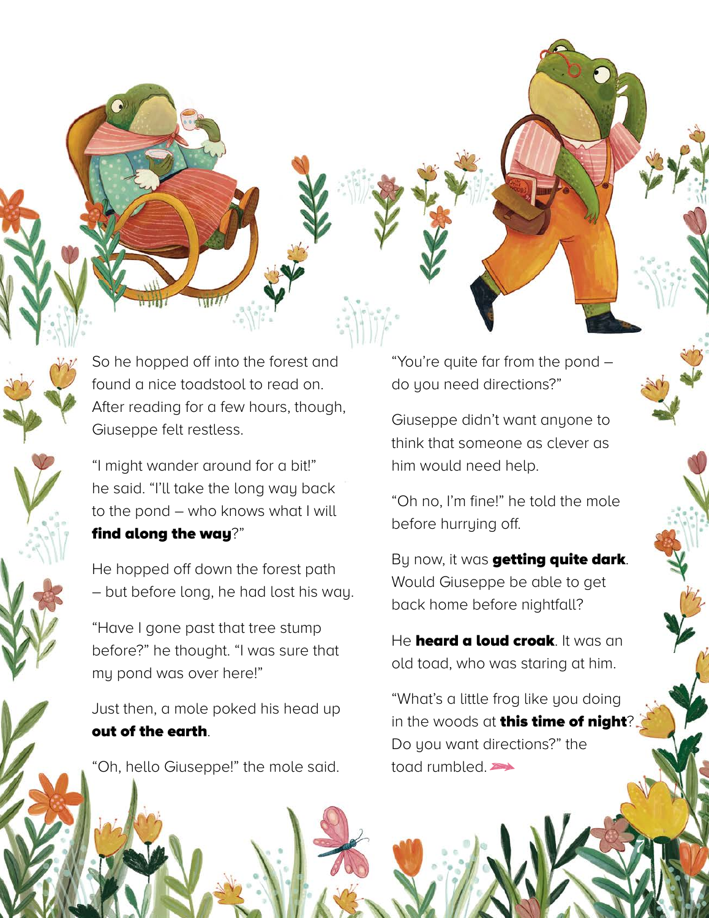So he hopped off into the forest and found a nice toadstool to read on. After reading for a few hours, though, Giuseppe felt restless.

"I might wander around for a bit!" he said. "I'll take the long way back to the pond – who knows what I will **find along the way**?"

He hopped off down the forest path – but before long, he had lost his way.

"Have I gone past that tree stump before?" he thought. "I was sure that my pond was over here!"

Just then, a mole poked his head up **out of the earth**.

"Oh, hello Giuseppe!" the mole said. "You're quite far from the pond – do you need directions?"

Giuseppe didn't want anyone to think that someone as clever as him would need help.

"Oh no, I'm fine!" he told the mole before hurrying off.

By now, it was **getting quite dark**. Would Giuseppe be able to get back home before nightfall?

He **heard a loud croak**. It was an old toad, who was staring at him.

"What's a little frog like you doing in the woods at **this time of night**? Do you want directions?" the toad rumbled.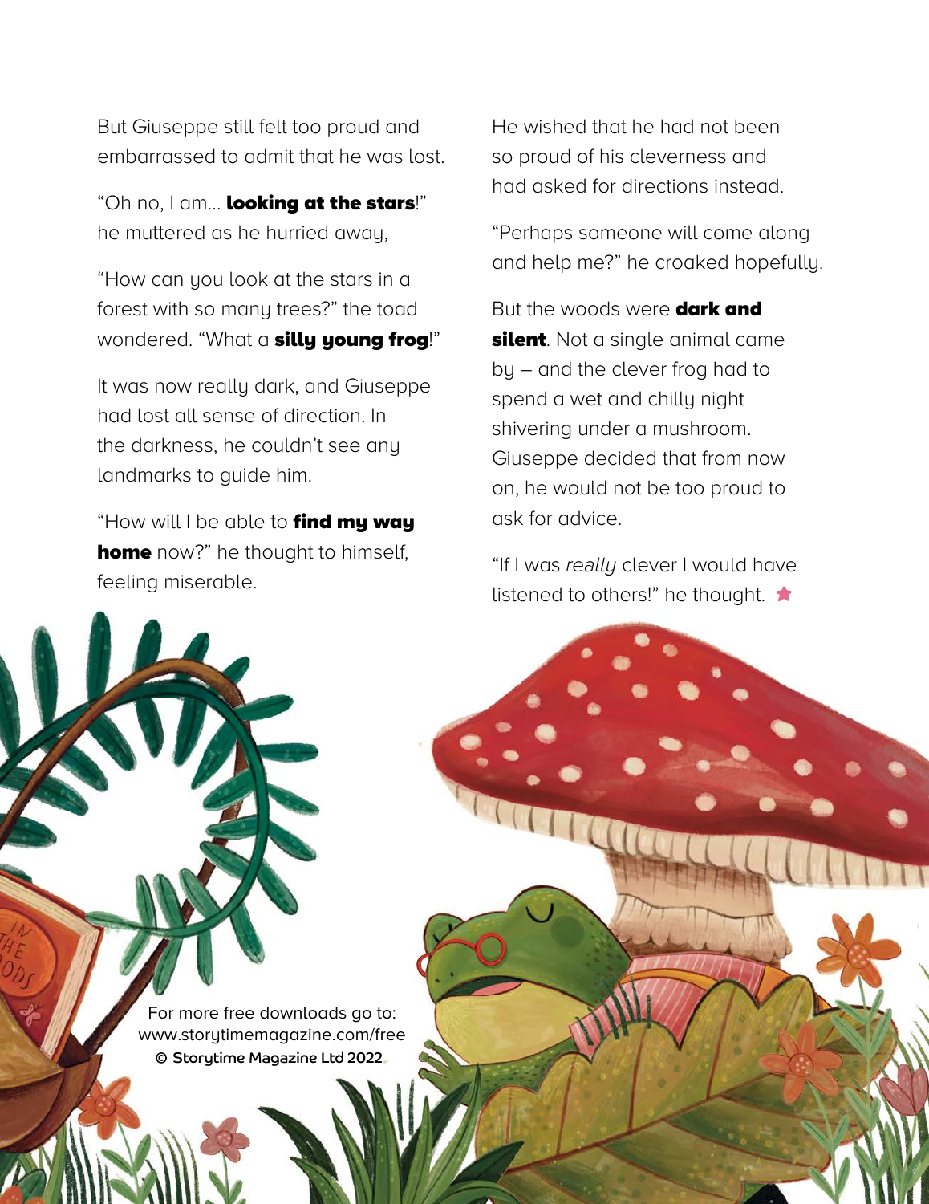But Giuseppe still felt too proud and embarrassed to admit that he was lost.

"Oh no, I am... **looking at the stars**!" he muttered as he hurried away,

"How can you look at the stars in a forest with so many trees?" the toad wondered. "What a **silly young frog**!"

It was now really dark, and Giuseppe had lost all sense of direction. In the darkness, he couldn't see any landmarks to guide him.

"How will I be able to **find my way home** now?" he thought to himself, feeling miserable.

He wished that he had not been so proud of his cleverness and had asked for directions instead.

"Perhaps someone will come along and help me?" he croaked hopefully.

But the woods were **dark and silent**. Not a single animal came by – and the clever frog had to spend a wet and chilly night shivering under a mushroom. Giuseppe decided that from now on, he would not be too proud to ask for advice.

"If I was *really* clever I would have listened to others!" he thought. ★

For more free downloads go to: www.storytimemagazine.com/free
**© Storytime Magazine Ltd 2022**